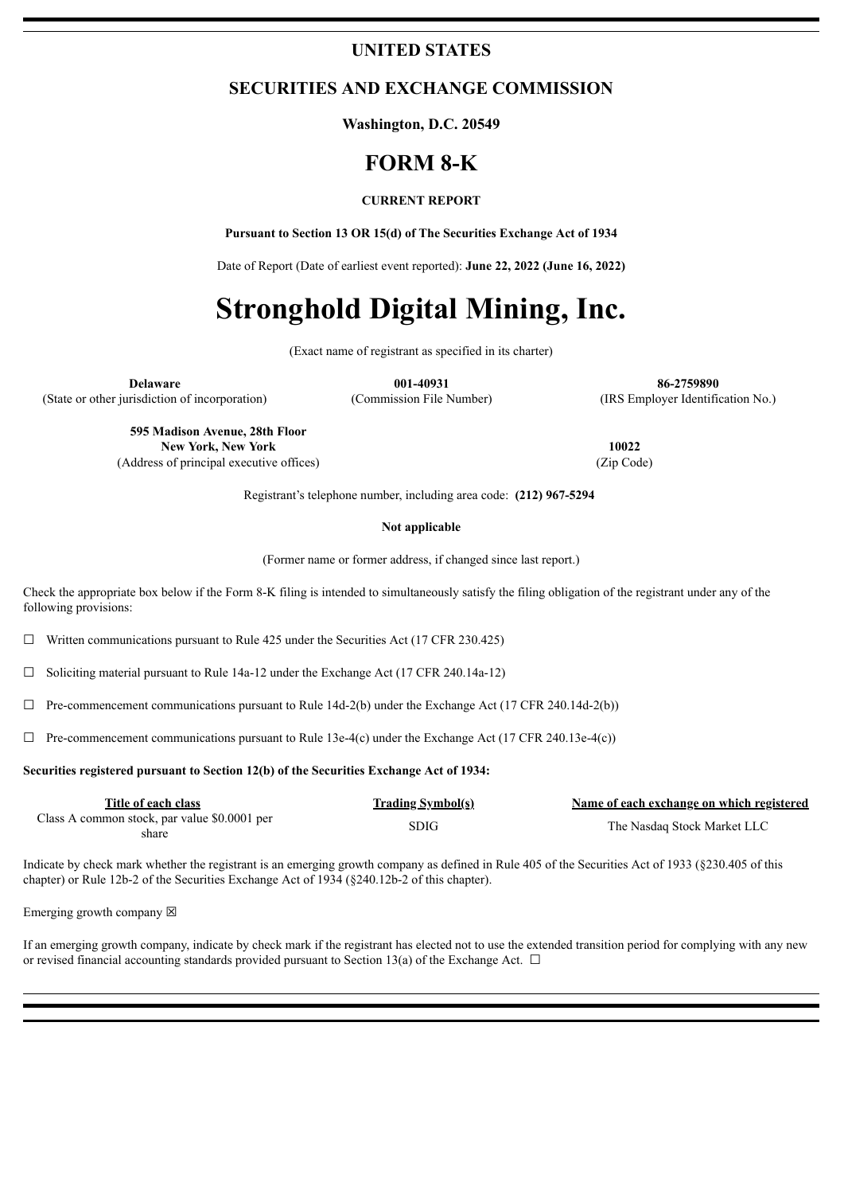# UNITED STATES

## SECURITIES AND EXCHANGE COMMISSION

**Washington, D.C. 20549**

# FORM 8-K

**CURRENT REPORT**

**Pursuant to Section 13 OR 15(d) of The Securities Exchange Act of 1934**

Date of Report (Date of earliest event reported): **June 22, 2022 (June 16, 2022)**

# Stronghold Digital Mining, Inc.

(Exact name of registrant as specified in its charter)

| **Delaware** | **001-40931** | **86-2759890** |
|---|---|---|
| (State or other jurisdiction of incorporation) | (Commission File Number) | (IRS Employer Identification No.) |

| **595 Madison Avenue, 28th Floor New York, New York** | **10022** |
|---|---|
| (Address of principal executive offices) | (Zip Code) |

Registrant's telephone number, including area code: **(212) 967-5294**

**Not applicable**

(Former name or former address, if changed since last report.)

Check the appropriate box below if the Form 8-K filing is intended to simultaneously satisfy the filing obligation of the registrant under any of the following provisions:

☐ Written communications pursuant to Rule 425 under the Securities Act (17 CFR 230.425)

☐ Soliciting material pursuant to Rule 14a-12 under the Exchange Act (17 CFR 240.14a-12)

☐ Pre-commencement communications pursuant to Rule 14d-2(b) under the Exchange Act (17 CFR 240.14d-2(b))

☐ Pre-commencement communications pursuant to Rule 13e-4(c) under the Exchange Act (17 CFR 240.13e-4(c))

**Securities registered pursuant to Section 12(b) of the Securities Exchange Act of 1934:**

| Title of each class | Trading Symbol(s) | Name of each exchange on which registered |
|---|---|---|
| Class A common stock, par value $0.0001 per share | SDIG | The Nasdaq Stock Market LLC |

Indicate by check mark whether the registrant is an emerging growth company as defined in Rule 405 of the Securities Act of 1933 (§230.405 of this chapter) or Rule 12b-2 of the Securities Exchange Act of 1934 (§240.12b-2 of this chapter).

Emerging growth company ☒

If an emerging growth company, indicate by check mark if the registrant has elected not to use the extended transition period for complying with any new or revised financial accounting standards provided pursuant to Section 13(a) of the Exchange Act. ☐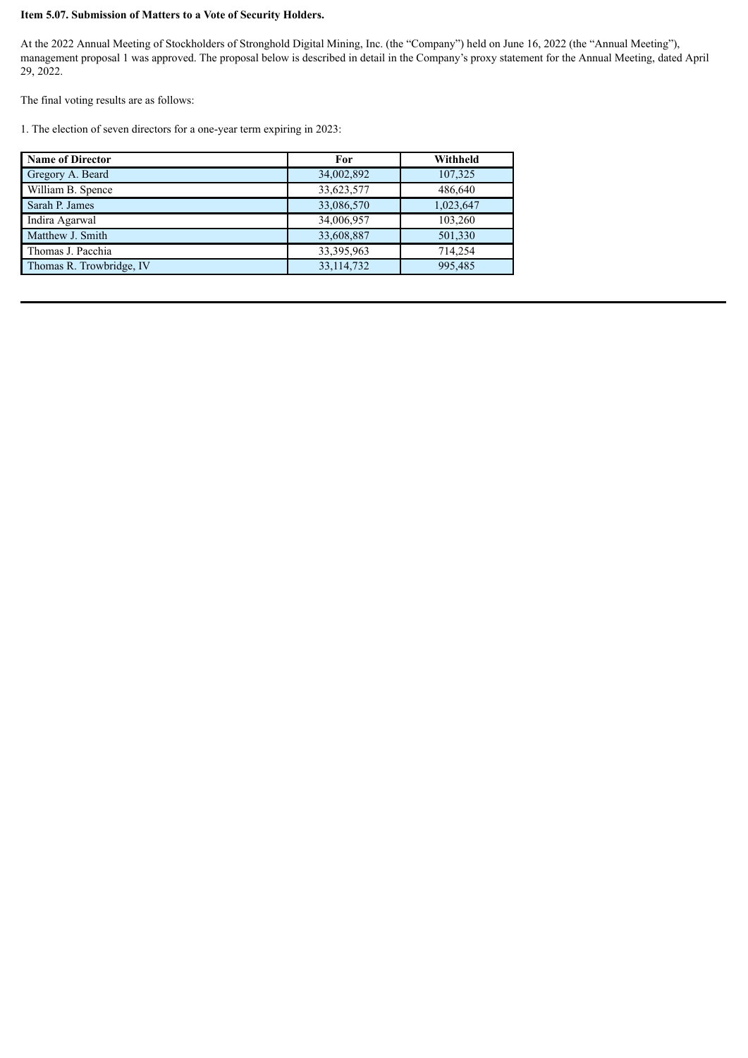**Item 5.07. Submission of Matters to a Vote of Security Holders.**

At the 2022 Annual Meeting of Stockholders of Stronghold Digital Mining, Inc. (the "Company") held on June 16, 2022 (the "Annual Meeting"), management proposal 1 was approved. The proposal below is described in detail in the Company's proxy statement for the Annual Meeting, dated April 29, 2022.

The final voting results are as follows:

1. The election of seven directors for a one-year term expiring in 2023:

| Name of Director | For | Withheld |
|---|---|---|
| Gregory A. Beard | 34,002,892 | 107,325 |
| William B. Spence | 33,623,577 | 486,640 |
| Sarah P. James | 33,086,570 | 1,023,647 |
| Indira Agarwal | 34,006,957 | 103,260 |
| Matthew J. Smith | 33,608,887 | 501,330 |
| Thomas J. Pacchia | 33,395,963 | 714,254 |
| Thomas R. Trowbridge, IV | 33,114,732 | 995,485 |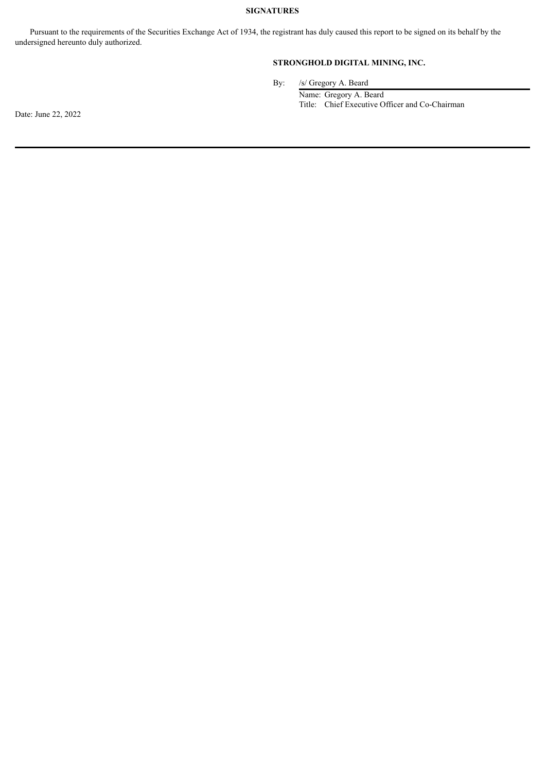**SIGNATURES**

Pursuant to the requirements of the Securities Exchange Act of 1934, the registrant has duly caused this report to be signed on its behalf by the undersigned hereunto duly authorized.

**STRONGHOLD DIGITAL MINING, INC.**

By: /s/ Gregory A. Beard

Name: Gregory A. Beard

Title: Chief Executive Officer and Co-Chairman

Date: June 22, 2022